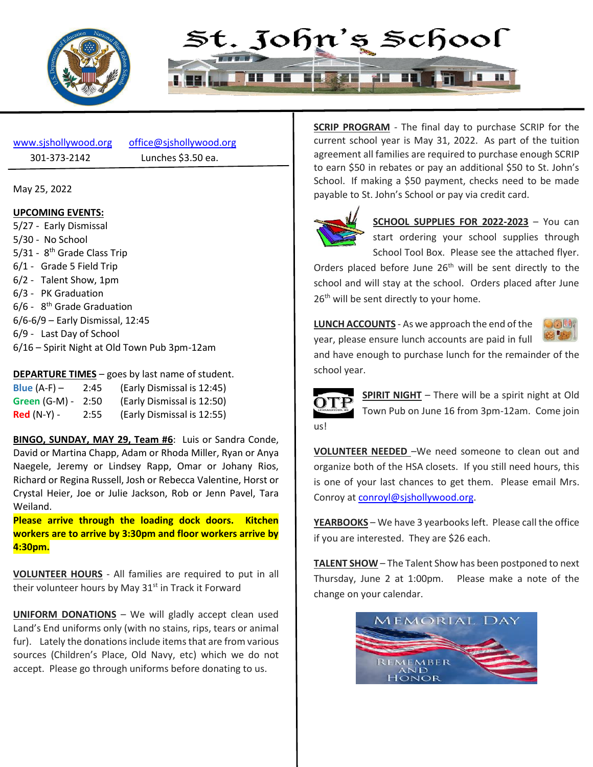# St. John's School

www.sjshollywood.org office@sjshollywood.org
301-373-2142 Lunches $3.50 ea.

May 25, 2022

**UPCOMING EVENTS:**

5/27 - Early Dismissal
5/30 - No School
5/31 - 8th Grade Class Trip
6/1 - Grade 5 Field Trip
6/2 - Talent Show, 1pm
6/3 - PK Graduation
6/6 - 8th Grade Graduation
6/6-6/9 – Early Dismissal, 12:45
6/9 - Last Day of School
6/16 – Spirit Night at Old Town Pub 3pm-12am

**DEPARTURE TIMES** – goes by last name of student.

| | | |
|---|---|---|
| Blue (A-F) – | 2:45 | (Early Dismissal is 12:45) |
| Green (G-M) - | 2:50 | (Early Dismissal is 12:50) |
| Red (N-Y) - | 2:55 | (Early Dismissal is 12:55) |

**BINGO, SUNDAY, MAY 29, Team #6**: Luis or Sandra Conde, David or Martina Chapp, Adam or Rhoda Miller, Ryan or Anya Naegele, Jeremy or Lindsey Rapp, Omar or Johany Rios, Richard or Regina Russell, Josh or Rebecca Valentine, Horst or Crystal Heier, Joe or Julie Jackson, Rob or Jenn Pavel, Tara Weiland.

**Please arrive through the loading dock doors. Kitchen workers are to arrive by 3:30pm and floor workers arrive by 4:30pm.**

**VOLUNTEER HOURS** - All families are required to put in all their volunteer hours by May 31st in Track it Forward

**UNIFORM DONATIONS** – We will gladly accept clean used Land's End uniforms only (with no stains, rips, tears or animal fur). Lately the donations include items that are from various sources (Children's Place, Old Navy, etc) which we do not accept. Please go through uniforms before donating to us.

**SCRIP PROGRAM** - The final day to purchase SCRIP for the current school year is May 31, 2022. As part of the tuition agreement all families are required to purchase enough SCRIP to earn $50 in rebates or pay an additional $50 to St. John's School. If making a $50 payment, checks need to be made payable to St. John's School or pay via credit card.

**SCHOOL SUPPLIES FOR 2022-2023** – You can start ordering your school supplies through School Tool Box. Please see the attached flyer. Orders placed before June 26th will be sent directly to the school and will stay at the school. Orders placed after June 26th will be sent directly to your home.

**LUNCH ACCOUNTS** - As we approach the end of the year, please ensure lunch accounts are paid in full and have enough to purchase lunch for the remainder of the school year.

**SPIRIT NIGHT** – There will be a spirit night at Old Town Pub on June 16 from 3pm-12am. Come join us!

**VOLUNTEER NEEDED** –We need someone to clean out and organize both of the HSA closets. If you still need hours, this is one of your last chances to get them. Please email Mrs. Conroy at conroyl@sjshollywood.org.

**YEARBOOKS** – We have 3 yearbooks left. Please call the office if you are interested. They are $26 each.

**TALENT SHOW** – The Talent Show has been postponed to next Thursday, June 2 at 1:00pm. Please make a note of the change on your calendar.

MEMORIAL DAY
REMEMBER AND HONOR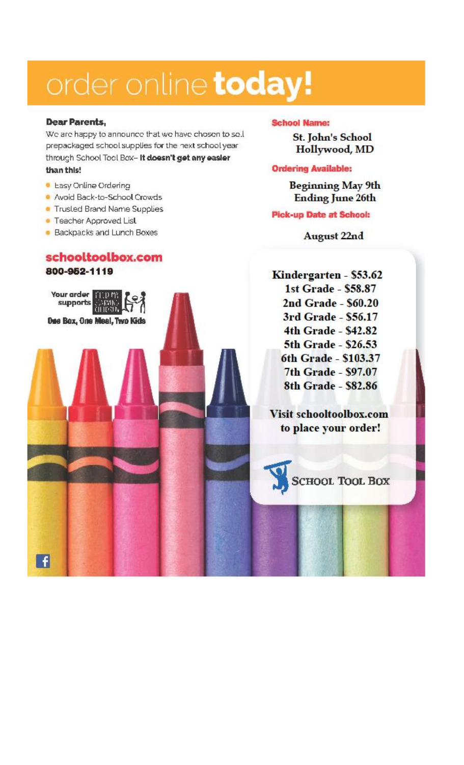# order online **today!**

**Dear Parents,**

We are happy to announce that we have chosen to sell prepackaged school supplies for the next school year through School Tool Box– **It doesn't get any easier than this!**

- Easy Online Ordering
- Avoid Back-to-School Crowds
- Trusted Brand Name Supplies
- Teacher Approved List
- Backpacks and Lunch Boxes

**schooltoolbox.com**
**800-952-1119**

Your order supports FEED MY STARVING CHILDREN
One Box, One Meal, Two Kids

**School Name:**

**St. John's School**
**Hollywood, MD**

**Ordering Available:**

**Beginning May 9th**
**Ending June 26th**

**Pick-up Date at School:**

**August 22nd**

**Kindergarten - $53.62**
**1st Grade - $58.87**
**2nd Grade - $60.20**
**3rd Grade - $56.17**
**4th Grade - $42.82**
**5th Grade - $26.53**
**6th Grade - $103.37**
**7th Grade - $97.07**
**8th Grade - $82.86**

**Visit schooltoolbox.com to place your order!**

SCHOOL TOOL BOX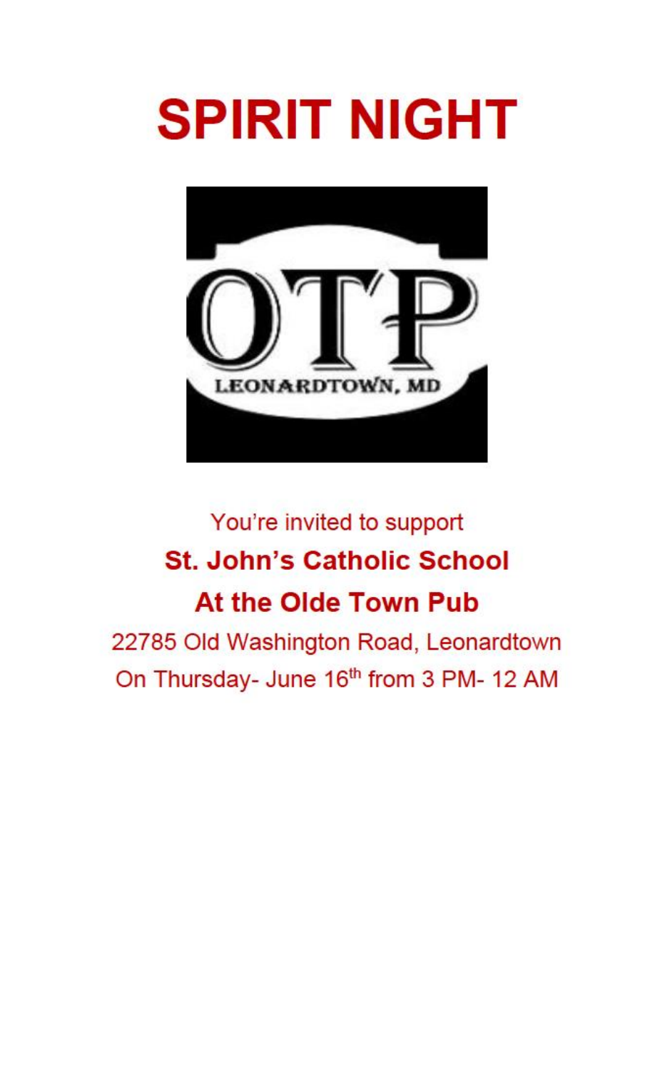# SPIRIT NIGHT

OTP

LEONARDTOWN, MD

You're invited to support

**St. John's Catholic School**

**At the Olde Town Pub**

22785 Old Washington Road, Leonardtown

On Thursday- June 16th from 3 PM- 12 AM